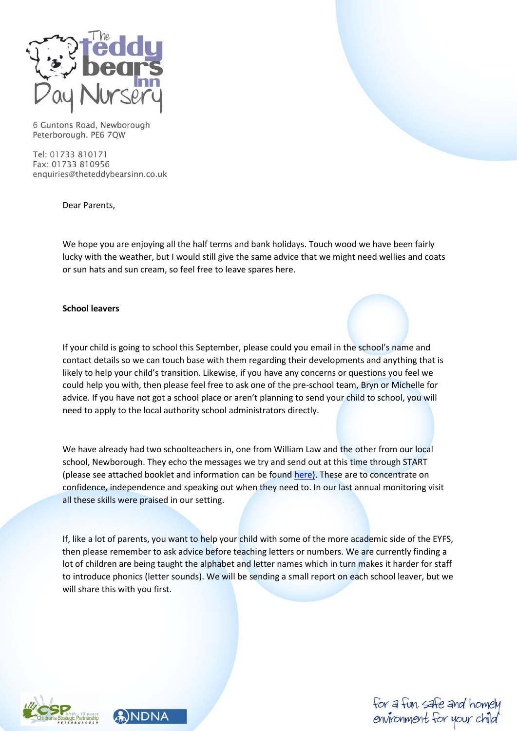The teddy bears Inn Day Nursery

6 Guntons Road, Newborough
Peterborough. PE6 7QW

Tel: 01733 810171
Fax: 01733 810956
enquiries@theteddybearsinn.co.uk

Dear Parents,

We hope you are enjoying all the half terms and bank holidays. Touch wood we have been fairly lucky with the weather, but I would still give the same advice that we might need wellies and coats or sun hats and sun cream, so feel free to leave spares here.

**School leavers**

If your child is going to school this September, please could you email in the school's name and contact details so we can touch base with them regarding their developments and anything that is likely to help your child's transition. Likewise, if you have any concerns or questions you feel we could help you with, then please feel free to ask one of the pre-school team, Bryn or Michelle for advice. If you have not got a school place or aren't planning to send your child to school, you will need to apply to the local authority school administrators directly.

We have already had two schoolteachers in, one from William Law and the other from our local school, Newborough. They echo the messages we try and send out at this time through START (please see attached booklet and information can be found here). These are to concentrate on confidence, independence and speaking out when they need to. In our last annual monitoring visit all these skills were praised in our setting.

If, like a lot of parents, you want to help your child with some of the more academic side of the EYFS, then please remember to ask advice before teaching letters or numbers. We are currently finding a lot of children are being taught the alphabet and letter names which in turn makes it harder for staff to introduce phonics (letter sounds). We will be sending a small report on each school leaver, but we will share this with you first.

For a fun, safe and homely environment for your child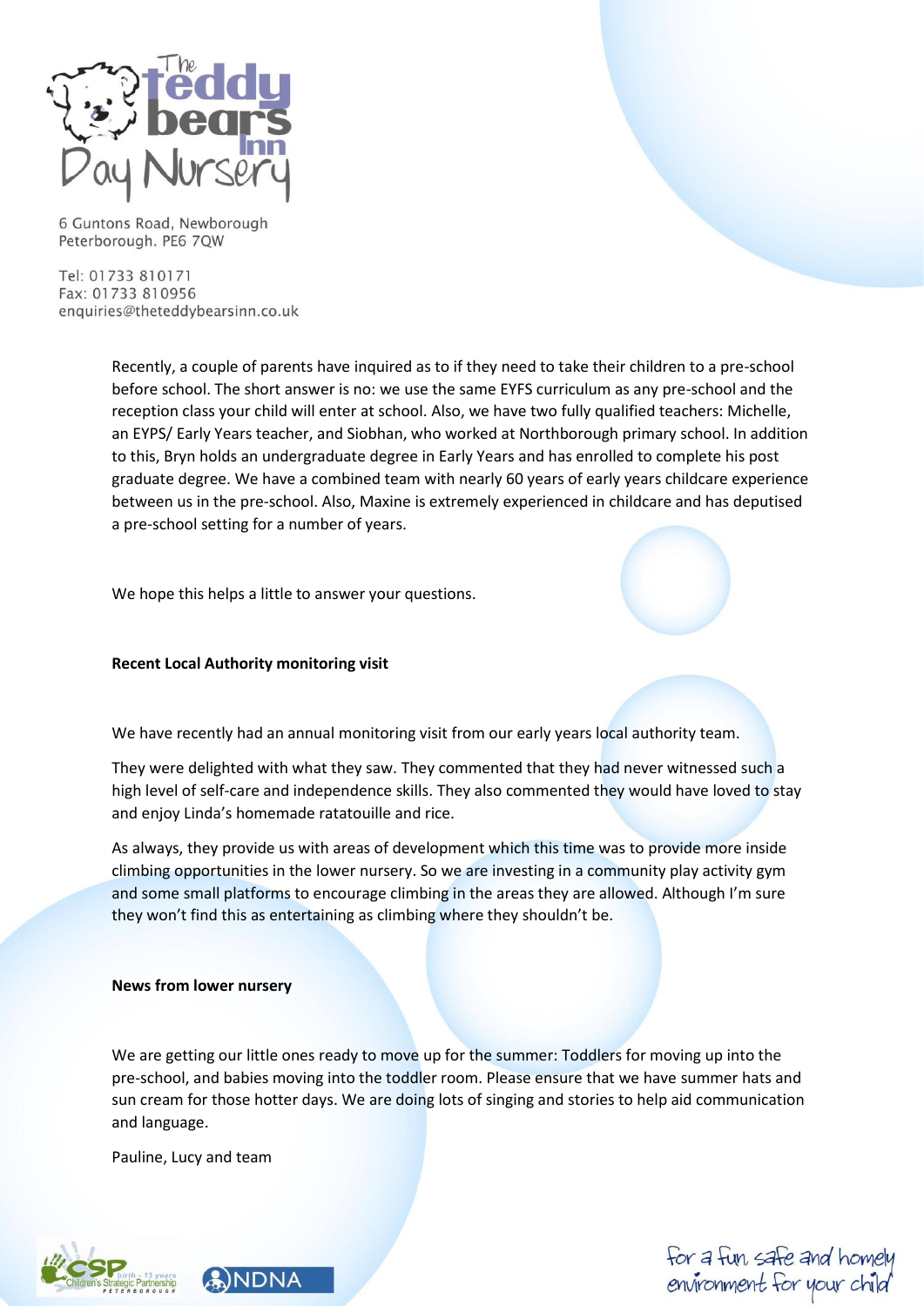6 Guntons Road, Newborough
Peterborough. PE6 7QW

Tel: 01733 810171
Fax: 01733 810956
enquiries@theteddybearsinn.co.uk

Recently, a couple of parents have inquired as to if they need to take their children to a pre-school before school. The short answer is no: we use the same EYFS curriculum as any pre-school and the reception class your child will enter at school. Also, we have two fully qualified teachers: Michelle, an EYPS/ Early Years teacher, and Siobhan, who worked at Northborough primary school. In addition to this, Bryn holds an undergraduate degree in Early Years and has enrolled to complete his post graduate degree. We have a combined team with nearly 60 years of early years childcare experience between us in the pre-school. Also, Maxine is extremely experienced in childcare and has deputised a pre-school setting for a number of years.

We hope this helps a little to answer your questions.

**Recent Local Authority monitoring visit**

We have recently had an annual monitoring visit from our early years local authority team.

They were delighted with what they saw. They commented that they had never witnessed such a high level of self-care and independence skills. They also commented they would have loved to stay and enjoy Linda's homemade ratatouille and rice.

As always, they provide us with areas of development which this time was to provide more inside climbing opportunities in the lower nursery. So we are investing in a community play activity gym and some small platforms to encourage climbing in the areas they are allowed. Although I'm sure they won't find this as entertaining as climbing where they shouldn't be.

**News from lower nursery**

We are getting our little ones ready to move up for the summer: Toddlers for moving up into the pre-school, and babies moving into the toddler room. Please ensure that we have summer hats and sun cream for those hotter days. We are doing lots of singing and stories to help aid communication and language.

Pauline, Lucy and team

for a fun, safe and homely environment for your child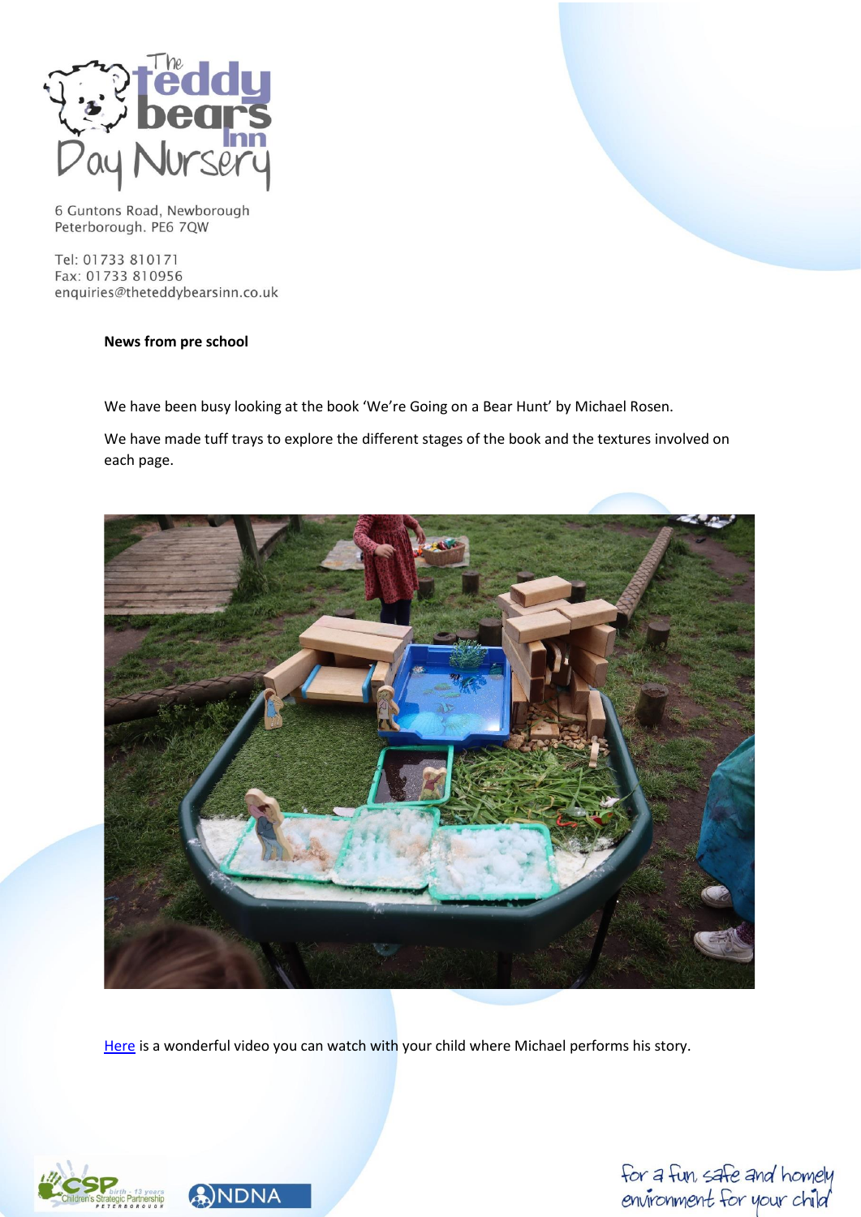6 Guntons Road, Newborough
Peterborough. PE6 7QW

Tel: 01733 810171
Fax: 01733 810956
enquiries@theteddybearsinn.co.uk

**News from pre school**

We have been busy looking at the book 'We're Going on a Bear Hunt' by Michael Rosen.

We have made tuff trays to explore the different stages of the book and the textures involved on each page.

Here is a wonderful video you can watch with your child where Michael performs his story.

for a fun, safe and homely environment for your child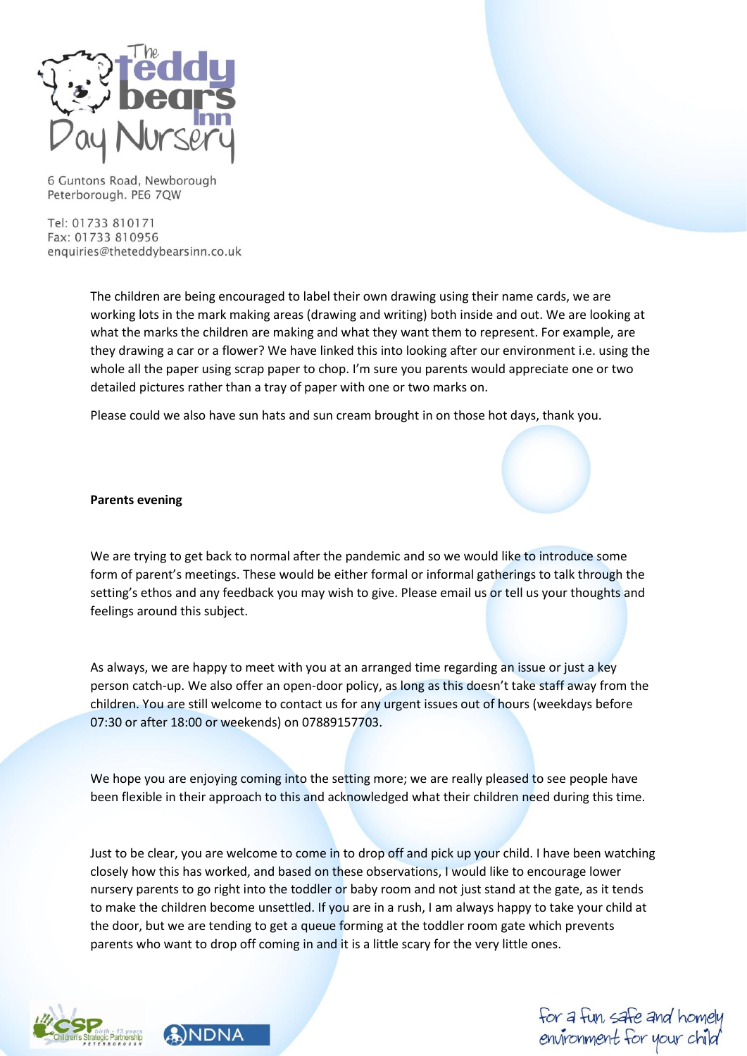The children are being encouraged to label their own drawing using their name cards, we are working lots in the mark making areas (drawing and writing) both inside and out. We are looking at what the marks the children are making and what they want them to represent. For example, are they drawing a car or a flower? We have linked this into looking after our environment i.e. using the whole all the paper using scrap paper to chop. I'm sure you parents would appreciate one or two detailed pictures rather than a tray of paper with one or two marks on.

Please could we also have sun hats and sun cream brought in on those hot days, thank you.

**Parents evening**

We are trying to get back to normal after the pandemic and so we would like to introduce some form of parent's meetings. These would be either formal or informal gatherings to talk through the setting's ethos and any feedback you may wish to give. Please email us or tell us your thoughts and feelings around this subject.

As always, we are happy to meet with you at an arranged time regarding an issue or just a key person catch-up. We also offer an open-door policy, as long as this doesn't take staff away from the children. You are still welcome to contact us for any urgent issues out of hours (weekdays before 07:30 or after 18:00 or weekends) on 07889157703.

We hope you are enjoying coming into the setting more; we are really pleased to see people have been flexible in their approach to this and acknowledged what their children need during this time.

Just to be clear, you are welcome to come in to drop off and pick up your child. I have been watching closely how this has worked, and based on these observations, I would like to encourage lower nursery parents to go right into the toddler or baby room and not just stand at the gate, as it tends to make the children become unsettled. If you are in a rush, I am always happy to take your child at the door, but we are tending to get a queue forming at the toddler room gate which prevents parents who want to drop off coming in and it is a little scary for the very little ones.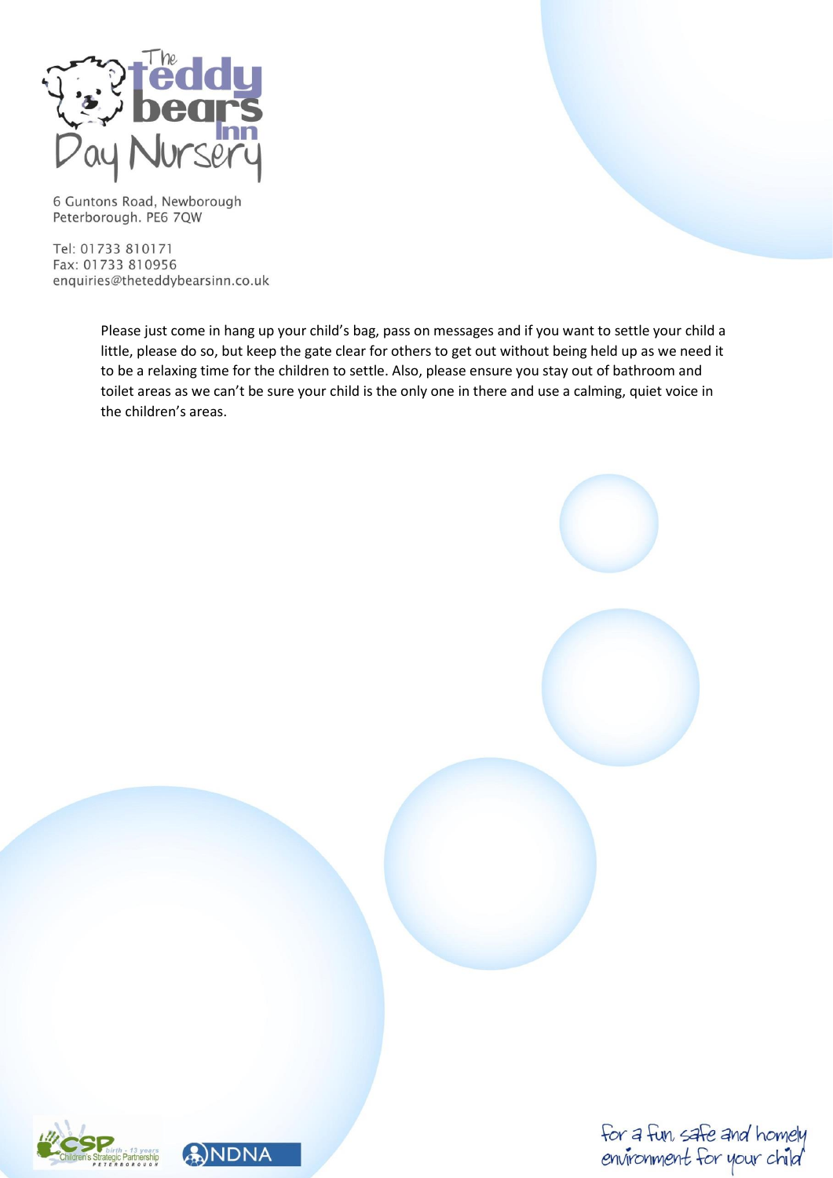Please just come in hang up your child's bag, pass on messages and if you want to settle your child a little, please do so, but keep the gate clear for others to get out without being held up as we need it to be a relaxing time for the children to settle. Also, please ensure you stay out of bathroom and toilet areas as we can't be sure your child is the only one in there and use a calming, quiet voice in the children's areas.